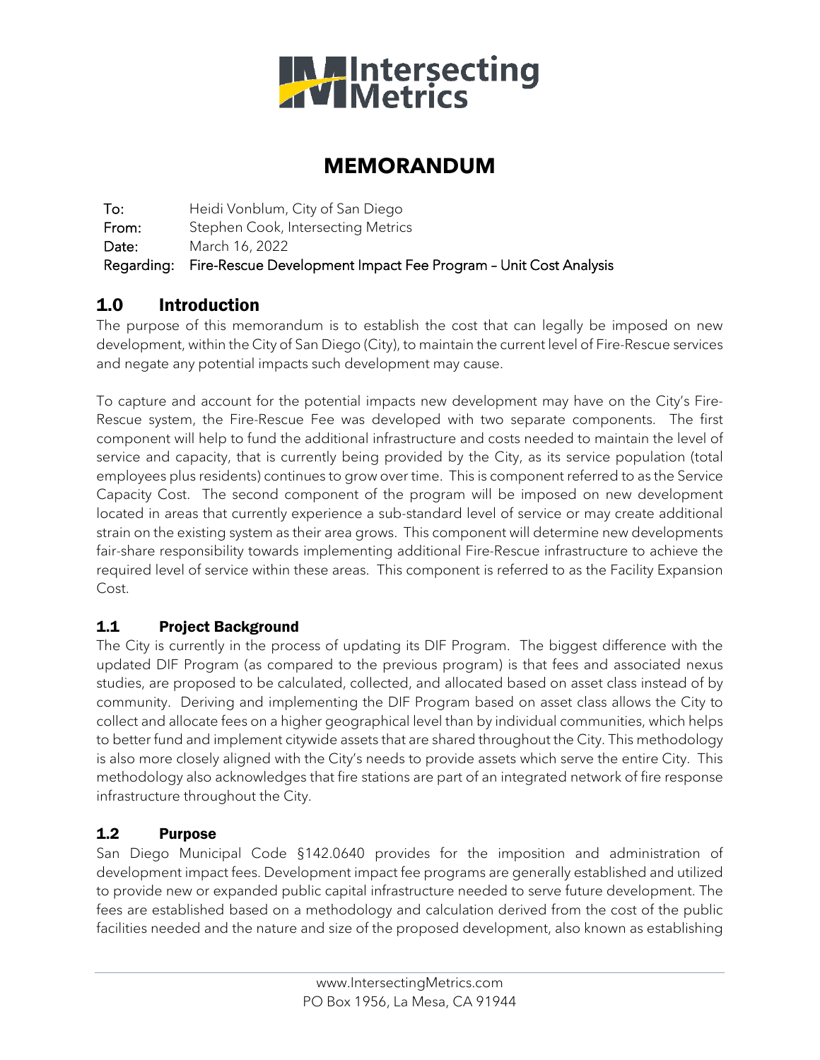# MEMORANDUM

**To:** Heidi Vonblum, City of San Diego
**From:** Stephen Cook, Intersecting Metrics
**Date:** March 16, 2022
**Regarding:** Fire-Rescue Development Impact Fee Program – Unit Cost Analysis

## 1.0 Introduction

The purpose of this memorandum is to establish the cost that can legally be imposed on new development, within the City of San Diego (City), to maintain the current level of Fire-Rescue services and negate any potential impacts such development may cause.

To capture and account for the potential impacts new development may have on the City's Fire-Rescue system, the Fire-Rescue Fee was developed with two separate components. The first component will help to fund the additional infrastructure and costs needed to maintain the level of service and capacity, that is currently being provided by the City, as its service population (total employees plus residents) continues to grow over time. This is component referred to as the Service Capacity Cost. The second component of the program will be imposed on new development located in areas that currently experience a sub-standard level of service or may create additional strain on the existing system as their area grows. This component will determine new developments fair-share responsibility towards implementing additional Fire-Rescue infrastructure to achieve the required level of service within these areas. This component is referred to as the Facility Expansion Cost.

### 1.1 Project Background

The City is currently in the process of updating its DIF Program. The biggest difference with the updated DIF Program (as compared to the previous program) is that fees and associated nexus studies, are proposed to be calculated, collected, and allocated based on asset class instead of by community. Deriving and implementing the DIF Program based on asset class allows the City to collect and allocate fees on a higher geographical level than by individual communities, which helps to better fund and implement citywide assets that are shared throughout the City. This methodology is also more closely aligned with the City's needs to provide assets which serve the entire City. This methodology also acknowledges that fire stations are part of an integrated network of fire response infrastructure throughout the City.

### 1.2 Purpose

San Diego Municipal Code §142.0640 provides for the imposition and administration of development impact fees. Development impact fee programs are generally established and utilized to provide new or expanded public capital infrastructure needed to serve future development. The fees are established based on a methodology and calculation derived from the cost of the public facilities needed and the nature and size of the proposed development, also known as establishing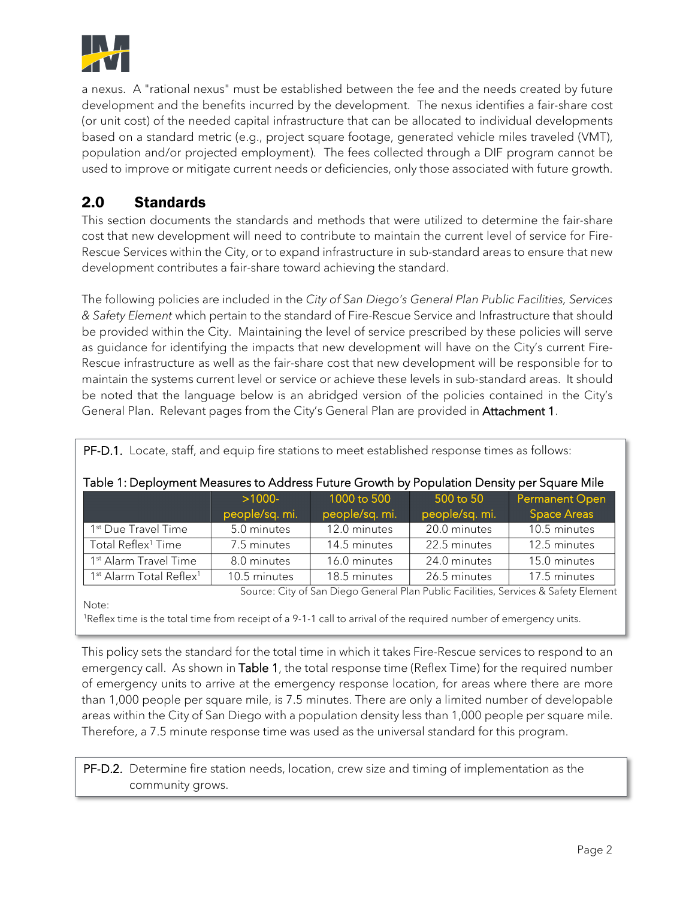a nexus. A "rational nexus" must be established between the fee and the needs created by future development and the benefits incurred by the development. The nexus identifies a fair-share cost (or unit cost) of the needed capital infrastructure that can be allocated to individual developments based on a standard metric (e.g., project square footage, generated vehicle miles traveled (VMT), population and/or projected employment). The fees collected through a DIF program cannot be used to improve or mitigate current needs or deficiencies, only those associated with future growth.

## 2.0 Standards

This section documents the standards and methods that were utilized to determine the fair-share cost that new development will need to contribute to maintain the current level of service for Fire-Rescue Services within the City, or to expand infrastructure in sub-standard areas to ensure that new development contributes a fair-share toward achieving the standard.

The following policies are included in the *City of San Diego's General Plan Public Facilities, Services & Safety Element* which pertain to the standard of Fire-Rescue Service and Infrastructure that should be provided within the City. Maintaining the level of service prescribed by these policies will serve as guidance for identifying the impacts that new development will have on the City's current Fire-Rescue infrastructure as well as the fair-share cost that new development will be responsible for to maintain the systems current level or service or achieve these levels in sub-standard areas. It should be noted that the language below is an abridged version of the policies contained in the City's General Plan. Relevant pages from the City's General Plan are provided in Attachment 1.

PF-D.1. Locate, staff, and equip fire stations to meet established response times as follows:

Table 1: Deployment Measures to Address Future Growth by Population Density per Square Mile

| | >1000-people/sq. mi. | 1000 to 500 people/sq. mi. | 500 to 50 people/sq. mi. | Permanent Open Space Areas |
|---|---|---|---|---|
| 1st Due Travel Time | 5.0 minutes | 12.0 minutes | 20.0 minutes | 10.5 minutes |
| Total Reflex[1] Time | 7.5 minutes | 14.5 minutes | 22.5 minutes | 12.5 minutes |
| 1st Alarm Travel Time | 8.0 minutes | 16.0 minutes | 24.0 minutes | 15.0 minutes |
| 1st Alarm Total Reflex[1] | 10.5 minutes | 18.5 minutes | 26.5 minutes | 17.5 minutes |

Source: City of San Diego General Plan Public Facilities, Services & Safety Element

Note:
[1]Reflex time is the total time from receipt of a 9-1-1 call to arrival of the required number of emergency units.

This policy sets the standard for the total time in which it takes Fire-Rescue services to respond to an emergency call. As shown in Table 1, the total response time (Reflex Time) for the required number of emergency units to arrive at the emergency response location, for areas where there are more than 1,000 people per square mile, is 7.5 minutes. There are only a limited number of developable areas within the City of San Diego with a population density less than 1,000 people per square mile. Therefore, a 7.5 minute response time was used as the universal standard for this program.

PF-D.2. Determine fire station needs, location, crew size and timing of implementation as the community grows.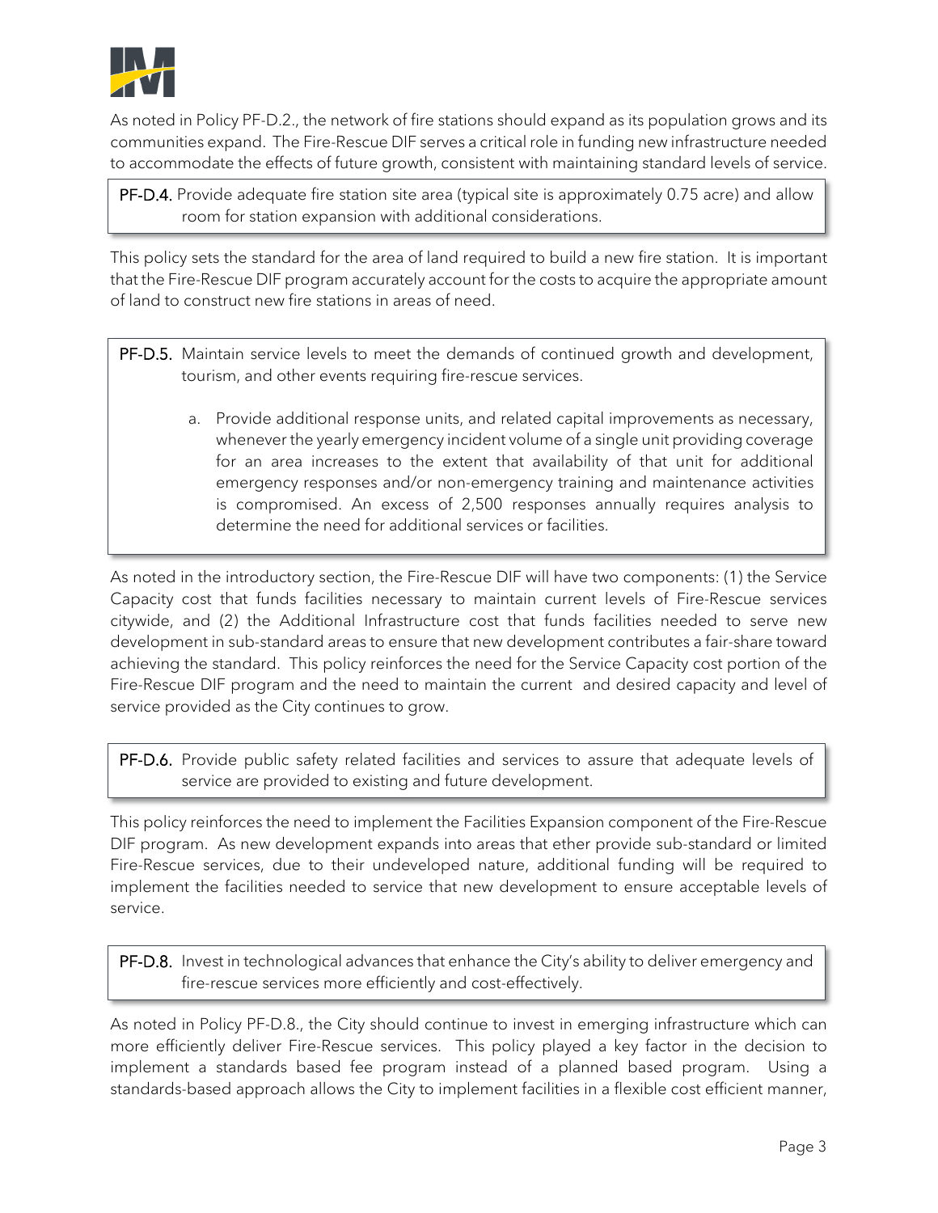As noted in Policy PF-D.2., the network of fire stations should expand as its population grows and its communities expand. The Fire-Rescue DIF serves a critical role in funding new infrastructure needed to accommodate the effects of future growth, consistent with maintaining standard levels of service.

> **PF-D.4.** Provide adequate fire station site area (typical site is approximately 0.75 acre) and allow room for station expansion with additional considerations.

This policy sets the standard for the area of land required to build a new fire station. It is important that the Fire-Rescue DIF program accurately account for the costs to acquire the appropriate amount of land to construct new fire stations in areas of need.

> **PF-D.5.** Maintain service levels to meet the demands of continued growth and development, tourism, and other events requiring fire-rescue services.
>
> a. Provide additional response units, and related capital improvements as necessary, whenever the yearly emergency incident volume of a single unit providing coverage for an area increases to the extent that availability of that unit for additional emergency responses and/or non-emergency training and maintenance activities is compromised. An excess of 2,500 responses annually requires analysis to determine the need for additional services or facilities.

As noted in the introductory section, the Fire-Rescue DIF will have two components: (1) the Service Capacity cost that funds facilities necessary to maintain current levels of Fire-Rescue services citywide, and (2) the Additional Infrastructure cost that funds facilities needed to serve new development in sub-standard areas to ensure that new development contributes a fair-share toward achieving the standard. This policy reinforces the need for the Service Capacity cost portion of the Fire-Rescue DIF program and the need to maintain the current and desired capacity and level of service provided as the City continues to grow.

> **PF-D.6.** Provide public safety related facilities and services to assure that adequate levels of service are provided to existing and future development.

This policy reinforces the need to implement the Facilities Expansion component of the Fire-Rescue DIF program. As new development expands into areas that ether provide sub-standard or limited Fire-Rescue services, due to their undeveloped nature, additional funding will be required to implement the facilities needed to service that new development to ensure acceptable levels of service.

> **PF-D.8.** Invest in technological advances that enhance the City's ability to deliver emergency and fire-rescue services more efficiently and cost-effectively.

As noted in Policy PF-D.8., the City should continue to invest in emerging infrastructure which can more efficiently deliver Fire-Rescue services. This policy played a key factor in the decision to implement a standards based fee program instead of a planned based program. Using a standards-based approach allows the City to implement facilities in a flexible cost efficient manner,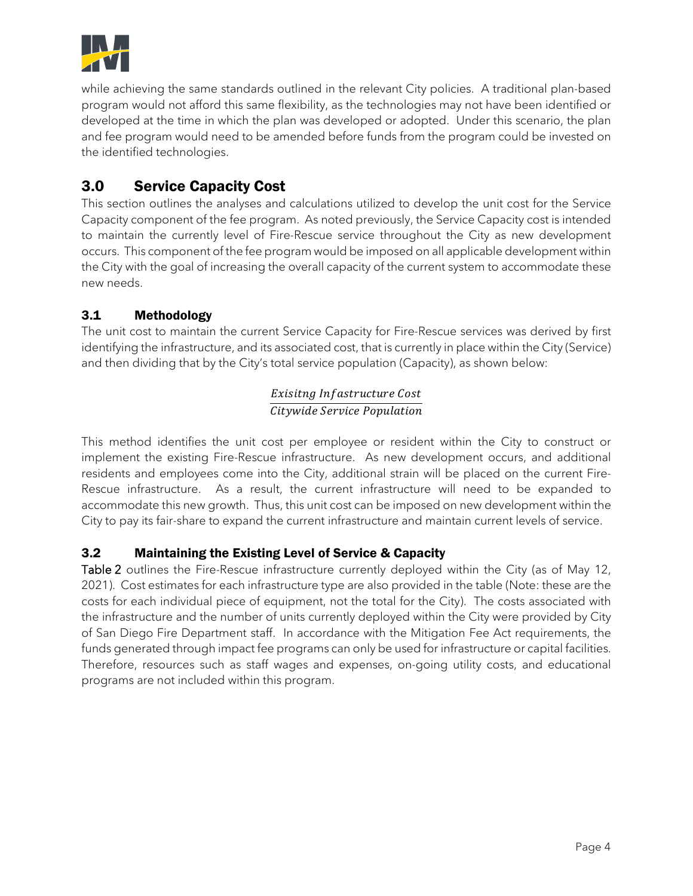while achieving the same standards outlined in the relevant City policies. A traditional plan-based program would not afford this same flexibility, as the technologies may not have been identified or developed at the time in which the plan was developed or adopted. Under this scenario, the plan and fee program would need to be amended before funds from the program could be invested on the identified technologies.

## 3.0 Service Capacity Cost

This section outlines the analyses and calculations utilized to develop the unit cost for the Service Capacity component of the fee program. As noted previously, the Service Capacity cost is intended to maintain the currently level of Fire-Rescue service throughout the City as new development occurs. This component of the fee program would be imposed on all applicable development within the City with the goal of increasing the overall capacity of the current system to accommodate these new needs.

### 3.1 Methodology

The unit cost to maintain the current Service Capacity for Fire-Rescue services was derived by first identifying the infrastructure, and its associated cost, that is currently in place within the City (Service) and then dividing that by the City's total service population (Capacity), as shown below:

$$\frac{\text{Exisitng Infastructure Cost}}{\text{Citywide Service Population}}$$

This method identifies the unit cost per employee or resident within the City to construct or implement the existing Fire-Rescue infrastructure. As new development occurs, and additional residents and employees come into the City, additional strain will be placed on the current Fire-Rescue infrastructure. As a result, the current infrastructure will need to be expanded to accommodate this new growth. Thus, this unit cost can be imposed on new development within the City to pay its fair-share to expand the current infrastructure and maintain current levels of service.

### 3.2 Maintaining the Existing Level of Service & Capacity

Table 2 outlines the Fire-Rescue infrastructure currently deployed within the City (as of May 12, 2021). Cost estimates for each infrastructure type are also provided in the table (Note: these are the costs for each individual piece of equipment, not the total for the City). The costs associated with the infrastructure and the number of units currently deployed within the City were provided by City of San Diego Fire Department staff. In accordance with the Mitigation Fee Act requirements, the funds generated through impact fee programs can only be used for infrastructure or capital facilities. Therefore, resources such as staff wages and expenses, on-going utility costs, and educational programs are not included within this program.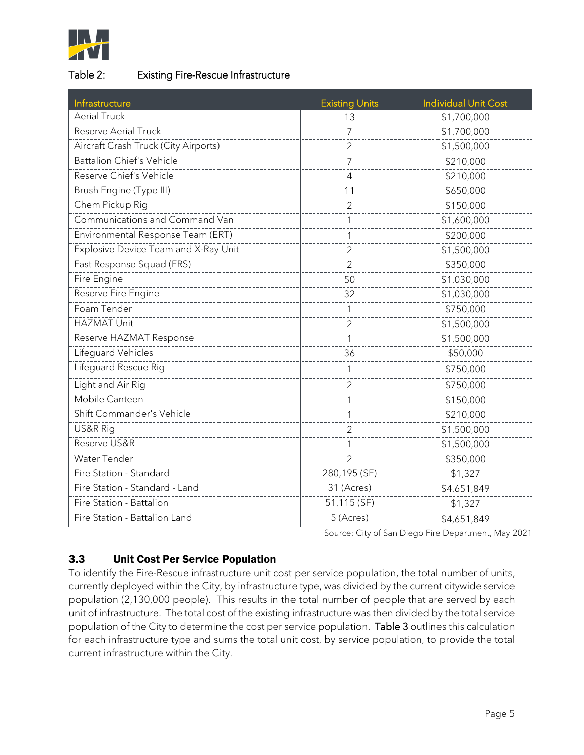Table 2: Existing Fire-Rescue Infrastructure

| Infrastructure | Existing Units | Individual Unit Cost |
|---|---|---|
| Aerial Truck | 13 | $1,700,000 |
| Reserve Aerial Truck | 7 | $1,700,000 |
| Aircraft Crash Truck (City Airports) | 2 | $1,500,000 |
| Battalion Chief's Vehicle | 7 | $210,000 |
| Reserve Chief's Vehicle | 4 | $210,000 |
| Brush Engine (Type III) | 11 | $650,000 |
| Chem Pickup Rig | 2 | $150,000 |
| Communications and Command Van | 1 | $1,600,000 |
| Environmental Response Team (ERT) | 1 | $200,000 |
| Explosive Device Team and X-Ray Unit | 2 | $1,500,000 |
| Fast Response Squad (FRS) | 2 | $350,000 |
| Fire Engine | 50 | $1,030,000 |
| Reserve Fire Engine | 32 | $1,030,000 |
| Foam Tender | 1 | $750,000 |
| HAZMAT Unit | 2 | $1,500,000 |
| Reserve HAZMAT Response | 1 | $1,500,000 |
| Lifeguard Vehicles | 36 | $50,000 |
| Lifeguard Rescue Rig | 1 | $750,000 |
| Light and Air Rig | 2 | $750,000 |
| Mobile Canteen | 1 | $150,000 |
| Shift Commander's Vehicle | 1 | $210,000 |
| US&R Rig | 2 | $1,500,000 |
| Reserve US&R | 1 | $1,500,000 |
| Water Tender | 2 | $350,000 |
| Fire Station - Standard | 280,195 (SF) | $1,327 |
| Fire Station - Standard - Land | 31 (Acres) | $4,651,849 |
| Fire Station - Battalion | 51,115 (SF) | $1,327 |
| Fire Station - Battalion Land | 5 (Acres) | $4,651,849 |

Source: City of San Diego Fire Department, May 2021

### 3.3 Unit Cost Per Service Population

To identify the Fire-Rescue infrastructure unit cost per service population, the total number of units, currently deployed within the City, by infrastructure type, was divided by the current citywide service population (2,130,000 people). This results in the total number of people that are served by each unit of infrastructure. The total cost of the existing infrastructure was then divided by the total service population of the City to determine the cost per service population. Table 3 outlines this calculation for each infrastructure type and sums the total unit cost, by service population, to provide the total current infrastructure within the City.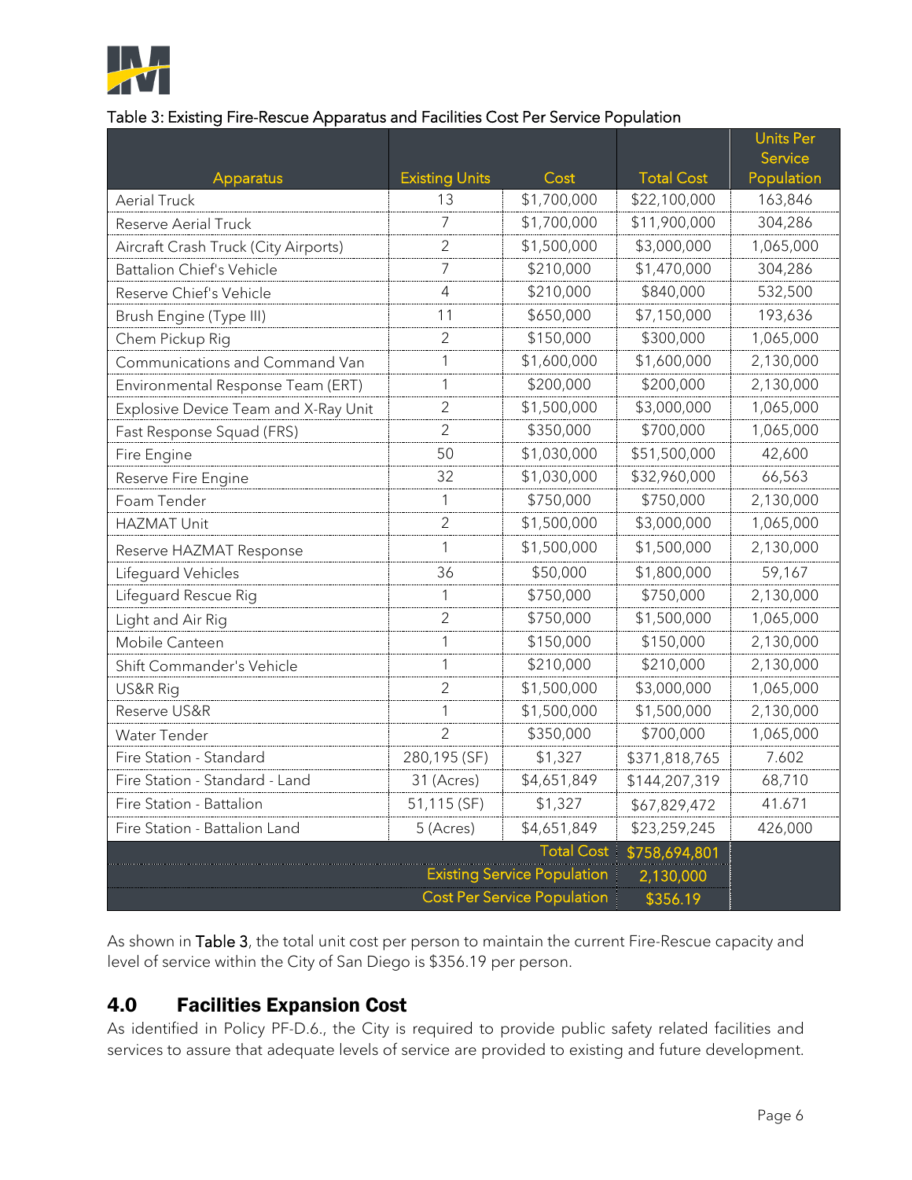Table 3: Existing Fire-Rescue Apparatus and Facilities Cost Per Service Population

| Apparatus | Existing Units | Cost | Total Cost | Units Per Service Population |
|---|---|---|---|---|
| Aerial Truck | 13 | $1,700,000 | $22,100,000 | 163,846 |
| Reserve Aerial Truck | 7 | $1,700,000 | $11,900,000 | 304,286 |
| Aircraft Crash Truck (City Airports) | 2 | $1,500,000 | $3,000,000 | 1,065,000 |
| Battalion Chief's Vehicle | 7 | $210,000 | $1,470,000 | 304,286 |
| Reserve Chief's Vehicle | 4 | $210,000 | $840,000 | 532,500 |
| Brush Engine (Type III) | 11 | $650,000 | $7,150,000 | 193,636 |
| Chem Pickup Rig | 2 | $150,000 | $300,000 | 1,065,000 |
| Communications and Command Van | 1 | $1,600,000 | $1,600,000 | 2,130,000 |
| Environmental Response Team (ERT) | 1 | $200,000 | $200,000 | 2,130,000 |
| Explosive Device Team and X-Ray Unit | 2 | $1,500,000 | $3,000,000 | 1,065,000 |
| Fast Response Squad (FRS) | 2 | $350,000 | $700,000 | 1,065,000 |
| Fire Engine | 50 | $1,030,000 | $51,500,000 | 42,600 |
| Reserve Fire Engine | 32 | $1,030,000 | $32,960,000 | 66,563 |
| Foam Tender | 1 | $750,000 | $750,000 | 2,130,000 |
| HAZMAT Unit | 2 | $1,500,000 | $3,000,000 | 1,065,000 |
| Reserve HAZMAT Response | 1 | $1,500,000 | $1,500,000 | 2,130,000 |
| Lifeguard Vehicles | 36 | $50,000 | $1,800,000 | 59,167 |
| Lifeguard Rescue Rig | 1 | $750,000 | $750,000 | 2,130,000 |
| Light and Air Rig | 2 | $750,000 | $1,500,000 | 1,065,000 |
| Mobile Canteen | 1 | $150,000 | $150,000 | 2,130,000 |
| Shift Commander's Vehicle | 1 | $210,000 | $210,000 | 2,130,000 |
| US&R Rig | 2 | $1,500,000 | $3,000,000 | 1,065,000 |
| Reserve US&R | 1 | $1,500,000 | $1,500,000 | 2,130,000 |
| Water Tender | 2 | $350,000 | $700,000 | 1,065,000 |
| Fire Station - Standard | 280,195 (SF) | $1,327 | $371,818,765 | 7.602 |
| Fire Station - Standard - Land | 31 (Acres) | $4,651,849 | $144,207,319 | 68,710 |
| Fire Station - Battalion | 51,115 (SF) | $1,327 | $67,829,472 | 41.671 |
| Fire Station - Battalion Land | 5 (Acres) | $4,651,849 | $23,259,245 | 426,000 |
| | | Total Cost | $758,694,801 | |
| | | Existing Service Population | 2,130,000 | |
| | | Cost Per Service Population | $356.19 | |

As shown in Table 3, the total unit cost per person to maintain the current Fire-Rescue capacity and level of service within the City of San Diego is $356.19 per person.

## 4.0 Facilities Expansion Cost

As identified in Policy PF-D.6., the City is required to provide public safety related facilities and services to assure that adequate levels of service are provided to existing and future development.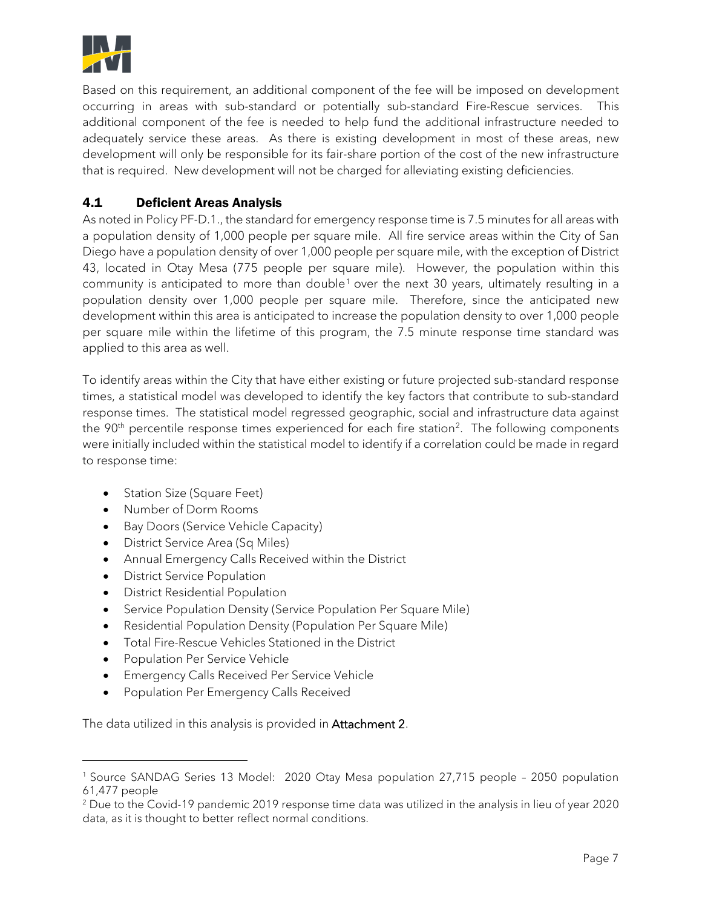Based on this requirement, an additional component of the fee will be imposed on development occurring in areas with sub-standard or potentially sub-standard Fire-Rescue services. This additional component of the fee is needed to help fund the additional infrastructure needed to adequately service these areas. As there is existing development in most of these areas, new development will only be responsible for its fair-share portion of the cost of the new infrastructure that is required. New development will not be charged for alleviating existing deficiencies.

## 4.1 Deficient Areas Analysis

As noted in Policy PF-D.1., the standard for emergency response time is 7.5 minutes for all areas with a population density of 1,000 people per square mile. All fire service areas within the City of San Diego have a population density of over 1,000 people per square mile, with the exception of District 43, located in Otay Mesa (775 people per square mile). However, the population within this community is anticipated to more than double[1] over the next 30 years, ultimately resulting in a population density over 1,000 people per square mile. Therefore, since the anticipated new development within this area is anticipated to increase the population density to over 1,000 people per square mile within the lifetime of this program, the 7.5 minute response time standard was applied to this area as well.

To identify areas within the City that have either existing or future projected sub-standard response times, a statistical model was developed to identify the key factors that contribute to sub-standard response times. The statistical model regressed geographic, social and infrastructure data against the 90th percentile response times experienced for each fire station[2]. The following components were initially included within the statistical model to identify if a correlation could be made in regard to response time:

- Station Size (Square Feet)
- Number of Dorm Rooms
- Bay Doors (Service Vehicle Capacity)
- District Service Area (Sq Miles)
- Annual Emergency Calls Received within the District
- District Service Population
- District Residential Population
- Service Population Density (Service Population Per Square Mile)
- Residential Population Density (Population Per Square Mile)
- Total Fire-Rescue Vehicles Stationed in the District
- Population Per Service Vehicle
- Emergency Calls Received Per Service Vehicle
- Population Per Emergency Calls Received

The data utilized in this analysis is provided in **Attachment 2**.

---

[1] Source SANDAG Series 13 Model: 2020 Otay Mesa population 27,715 people – 2050 population 61,477 people

[2] Due to the Covid-19 pandemic 2019 response time data was utilized in the analysis in lieu of year 2020 data, as it is thought to better reflect normal conditions.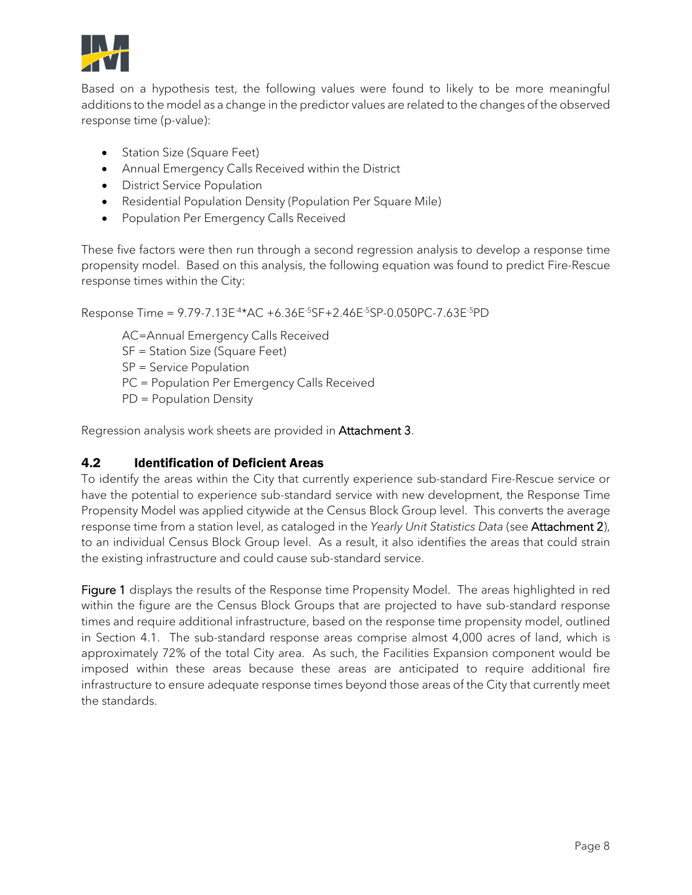Based on a hypothesis test, the following values were found to likely to be more meaningful additions to the model as a change in the predictor values are related to the changes of the observed response time (p-value):

- Station Size (Square Feet)
- Annual Emergency Calls Received within the District
- District Service Population
- Residential Population Density (Population Per Square Mile)
- Population Per Emergency Calls Received

These five factors were then run through a second regression analysis to develop a response time propensity model. Based on this analysis, the following equation was found to predict Fire-Rescue response times within the City:

Response Time = $9.79 - 7.13E^{-4} * AC + 6.36E^{-5} SF + 2.46E^{-5} SP - 0.050 PC - 7.63E^{-5} PD$

AC = Annual Emergency Calls Received
SF = Station Size (Square Feet)
SP = Service Population
PC = Population Per Emergency Calls Received
PD = Population Density

Regression analysis work sheets are provided in **Attachment 3**.

## 4.2 Identification of Deficient Areas

To identify the areas within the City that currently experience sub-standard Fire-Rescue service or have the potential to experience sub-standard service with new development, the Response Time Propensity Model was applied citywide at the Census Block Group level. This converts the average response time from a station level, as cataloged in the *Yearly Unit Statistics Data* (see **Attachment 2**), to an individual Census Block Group level. As a result, it also identifies the areas that could strain the existing infrastructure and could cause sub-standard service.

**Figure 1** displays the results of the Response time Propensity Model. The areas highlighted in red within the figure are the Census Block Groups that are projected to have sub-standard response times and require additional infrastructure, based on the response time propensity model, outlined in Section 4.1. The sub-standard response areas comprise almost 4,000 acres of land, which is approximately 72% of the total City area. As such, the Facilities Expansion component would be imposed within these areas because these areas are anticipated to require additional fire infrastructure to ensure adequate response times beyond those areas of the City that currently meet the standards.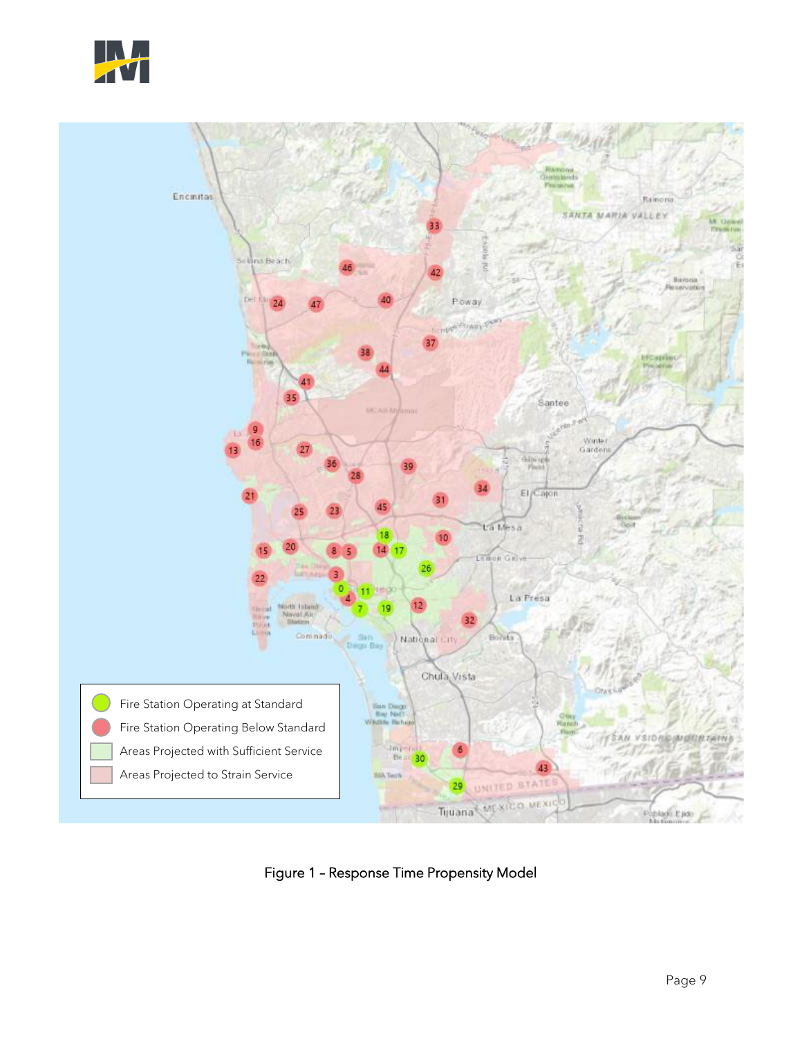Figure 1 – Response Time Propensity Model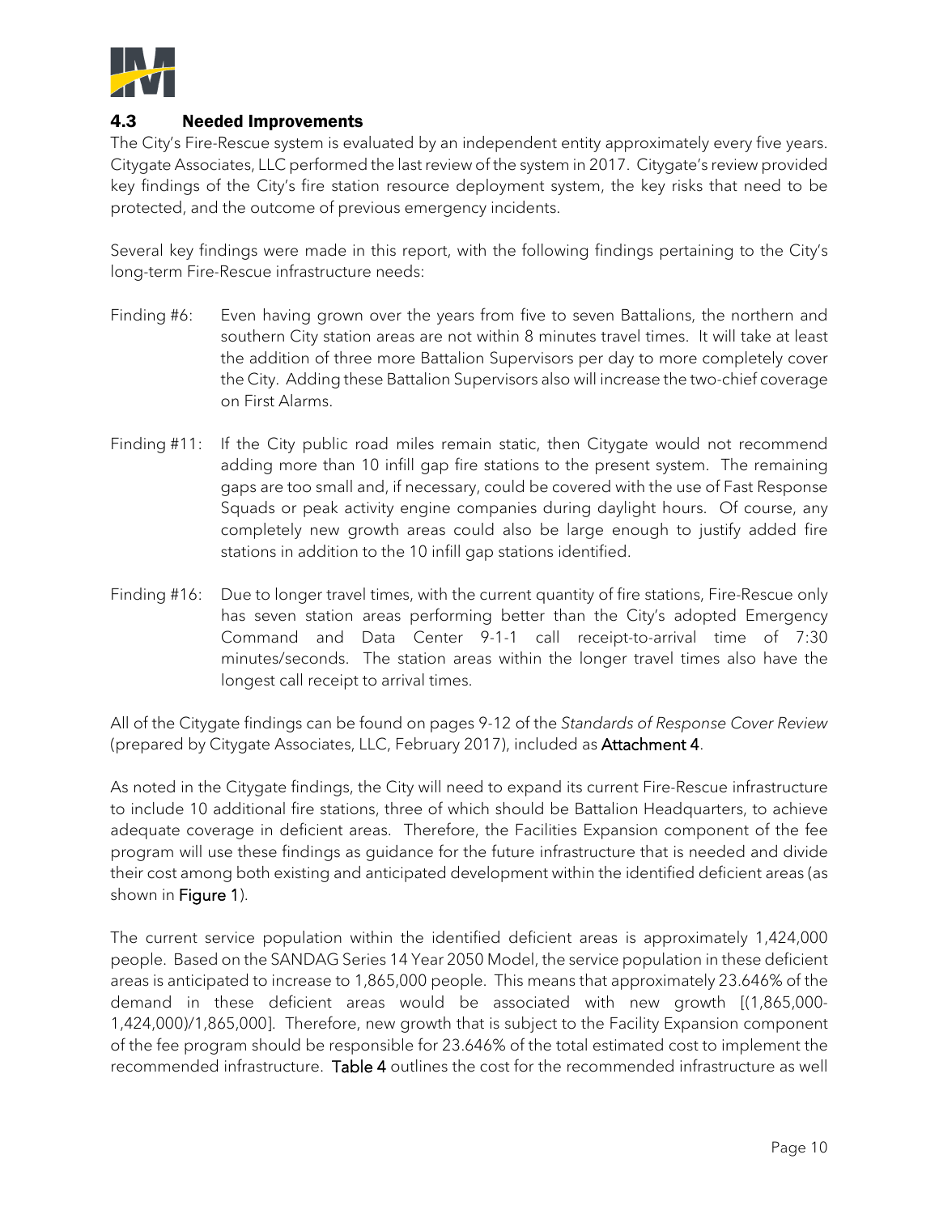## 4.3 Needed Improvements

The City's Fire-Rescue system is evaluated by an independent entity approximately every five years. Citygate Associates, LLC performed the last review of the system in 2017. Citygate's review provided key findings of the City's fire station resource deployment system, the key risks that need to be protected, and the outcome of previous emergency incidents.

Several key findings were made in this report, with the following findings pertaining to the City's long-term Fire-Rescue infrastructure needs:

Finding #6: Even having grown over the years from five to seven Battalions, the northern and southern City station areas are not within 8 minutes travel times. It will take at least the addition of three more Battalion Supervisors per day to more completely cover the City. Adding these Battalion Supervisors also will increase the two-chief coverage on First Alarms.

Finding #11: If the City public road miles remain static, then Citygate would not recommend adding more than 10 infill gap fire stations to the present system. The remaining gaps are too small and, if necessary, could be covered with the use of Fast Response Squads or peak activity engine companies during daylight hours. Of course, any completely new growth areas could also be large enough to justify added fire stations in addition to the 10 infill gap stations identified.

Finding #16: Due to longer travel times, with the current quantity of fire stations, Fire-Rescue only has seven station areas performing better than the City's adopted Emergency Command and Data Center 9-1-1 call receipt-to-arrival time of 7:30 minutes/seconds. The station areas within the longer travel times also have the longest call receipt to arrival times.

All of the Citygate findings can be found on pages 9-12 of the *Standards of Response Cover Review* (prepared by Citygate Associates, LLC, February 2017), included as **Attachment 4**.

As noted in the Citygate findings, the City will need to expand its current Fire-Rescue infrastructure to include 10 additional fire stations, three of which should be Battalion Headquarters, to achieve adequate coverage in deficient areas. Therefore, the Facilities Expansion component of the fee program will use these findings as guidance for the future infrastructure that is needed and divide their cost among both existing and anticipated development within the identified deficient areas (as shown in **Figure 1**).

The current service population within the identified deficient areas is approximately 1,424,000 people. Based on the SANDAG Series 14 Year 2050 Model, the service population in these deficient areas is anticipated to increase to 1,865,000 people. This means that approximately 23.646% of the demand in these deficient areas would be associated with new growth [(1,865,000-1,424,000)/1,865,000]. Therefore, new growth that is subject to the Facility Expansion component of the fee program should be responsible for 23.646% of the total estimated cost to implement the recommended infrastructure. **Table 4** outlines the cost for the recommended infrastructure as well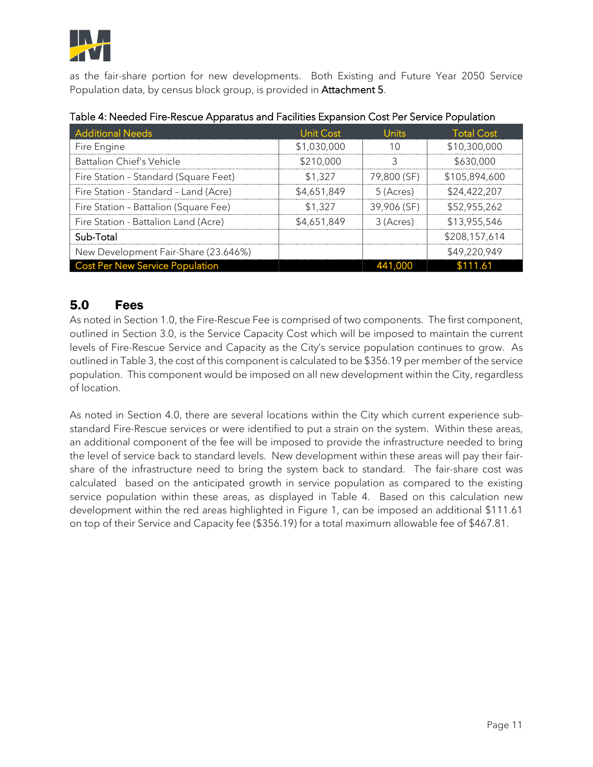as the fair-share portion for new developments. Both Existing and Future Year 2050 Service Population data, by census block group, is provided in **Attachment 5**.

Table 4: Needed Fire-Rescue Apparatus and Facilities Expansion Cost Per Service Population

| Additional Needs | Unit Cost | Units | Total Cost |
|---|---|---|---|
| Fire Engine | $1,030,000 | 10 | $10,300,000 |
| Battalion Chief's Vehicle | $210,000 | 3 | $630,000 |
| Fire Station – Standard (Square Feet) | $1,327 | 79,800 (SF) | $105,894,600 |
| Fire Station - Standard – Land (Acre) | $4,651,849 | 5 (Acres) | $24,422,207 |
| Fire Station – Battalion (Square Fee) | $1,327 | 39,906 (SF) | $52,955,262 |
| Fire Station - Battalion Land (Acre) | $4,651,849 | 3 (Acres) | $13,955,546 |
| Sub-Total | | | $208,157,614 |
| New Development Fair-Share (23.646%) | | | $49,220,949 |
| Cost Per New Service Population | | 441,000 | $111.61 |

## 5.0 Fees

As noted in Section 1.0, the Fire-Rescue Fee is comprised of two components. The first component, outlined in Section 3.0, is the Service Capacity Cost which will be imposed to maintain the current levels of Fire-Rescue Service and Capacity as the City's service population continues to grow. As outlined in Table 3, the cost of this component is calculated to be $356.19 per member of the service population. This component would be imposed on all new development within the City, regardless of location.

As noted in Section 4.0, there are several locations within the City which current experience sub-standard Fire-Rescue services or were identified to put a strain on the system. Within these areas, an additional component of the fee will be imposed to provide the infrastructure needed to bring the level of service back to standard levels. New development within these areas will pay their fair-share of the infrastructure need to bring the system back to standard. The fair-share cost was calculated based on the anticipated growth in service population as compared to the existing service population within these areas, as displayed in Table 4. Based on this calculation new development within the red areas highlighted in Figure 1, can be imposed an additional $111.61 on top of their Service and Capacity fee ($356.19) for a total maximum allowable fee of $467.81.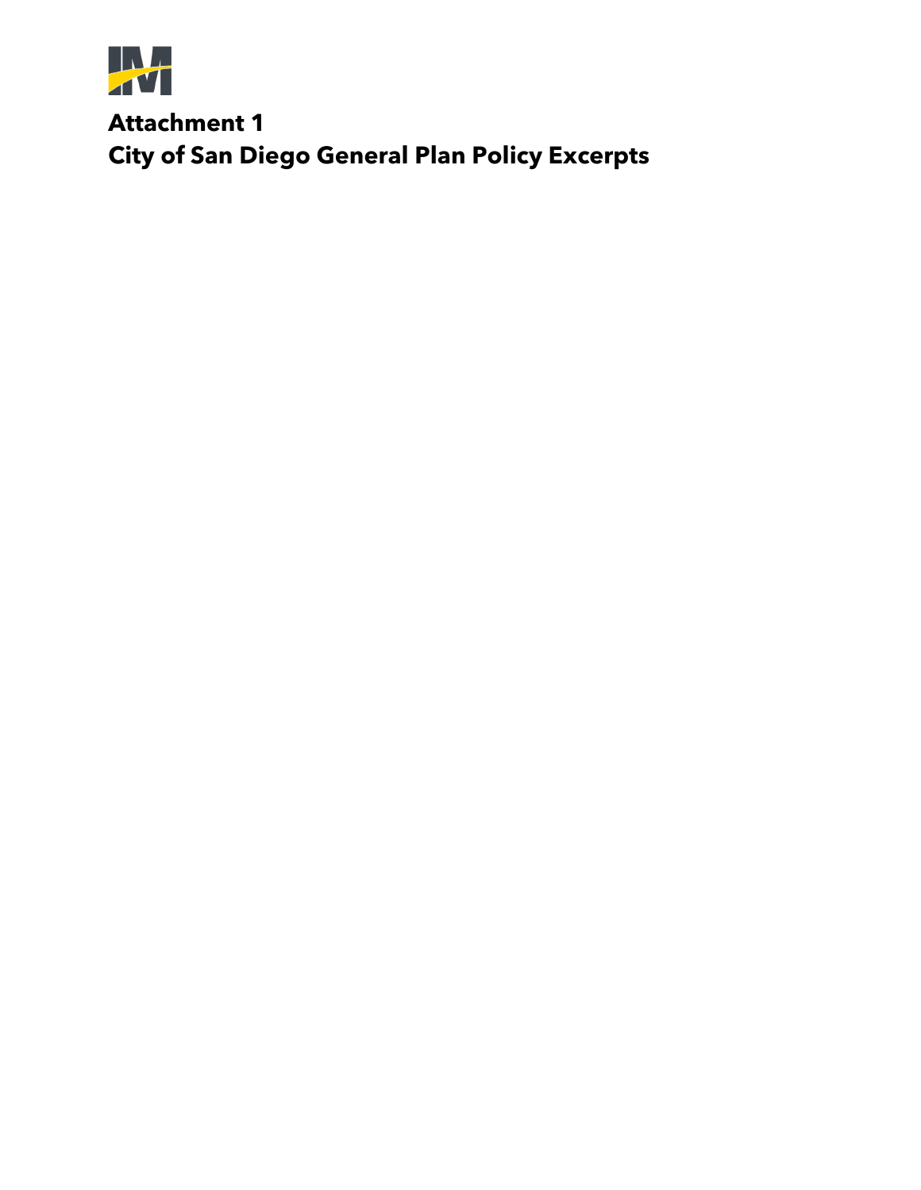# Attachment 1
# City of San Diego General Plan Policy Excerpts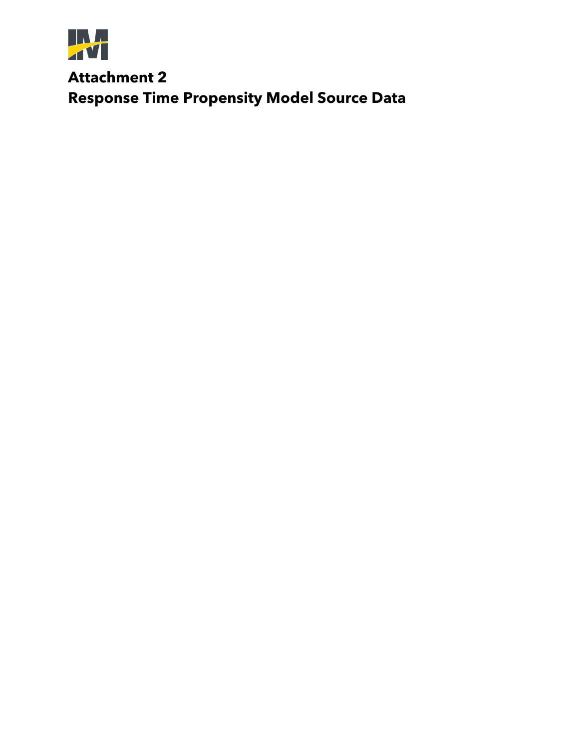# Attachment 2
# Response Time Propensity Model Source Data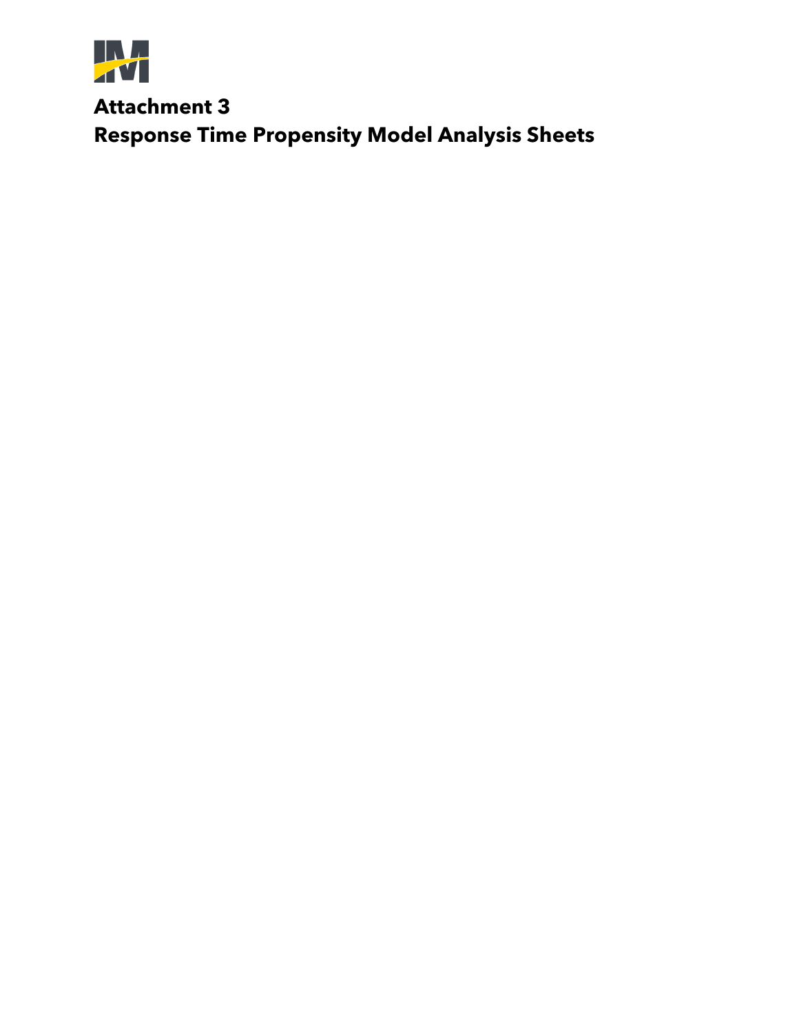# Attachment 3
# Response Time Propensity Model Analysis Sheets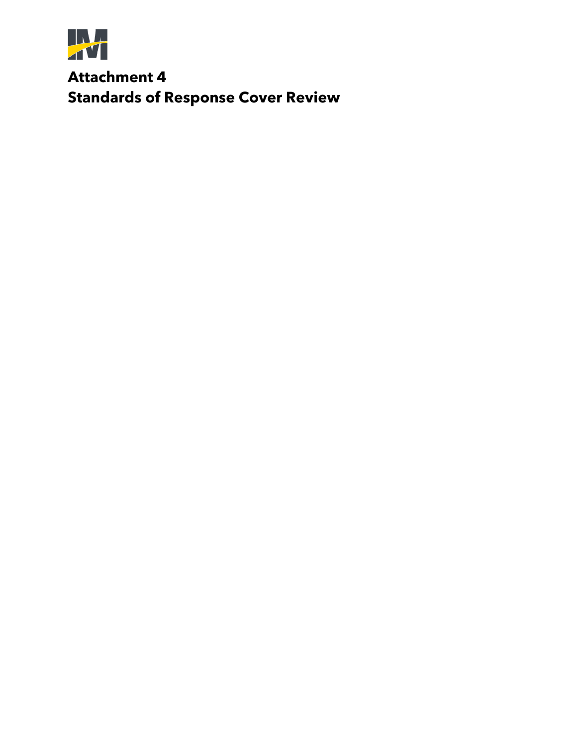# Attachment 4
# Standards of Response Cover Review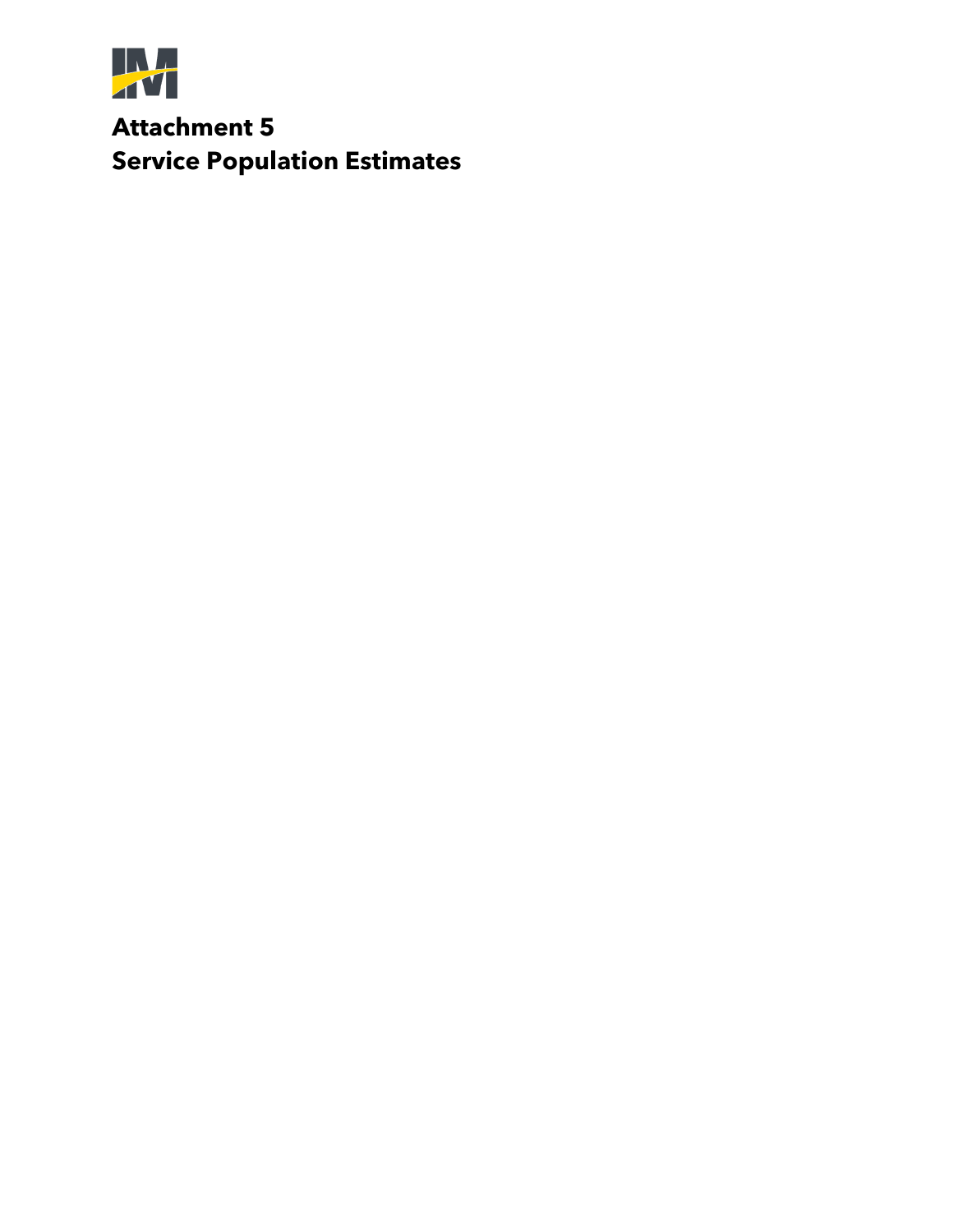# Attachment 5
# Service Population Estimates